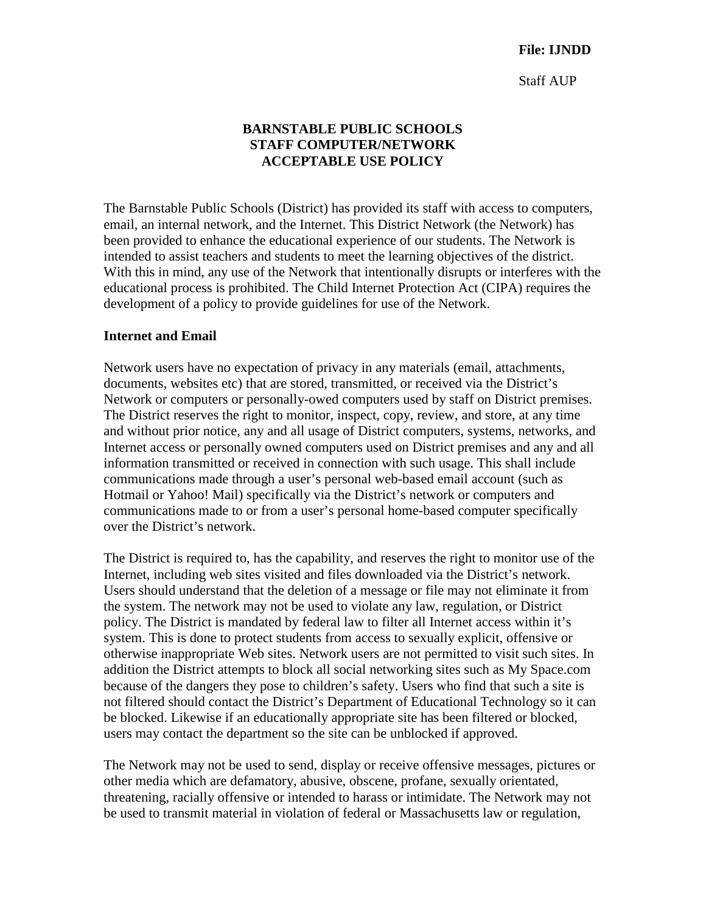**File: IJNDD**

Staff AUP

# BARNSTABLE PUBLIC SCHOOLS
# STAFF COMPUTER/NETWORK
# ACCEPTABLE USE POLICY

The Barnstable Public Schools (District) has provided its staff with access to computers, email, an internal network, and the Internet. This District Network (the Network) has been provided to enhance the educational experience of our students. The Network is intended to assist teachers and students to meet the learning objectives of the district. With this in mind, any use of the Network that intentionally disrupts or interferes with the educational process is prohibited. The Child Internet Protection Act (CIPA) requires the development of a policy to provide guidelines for use of the Network.

## Internet and Email

Network users have no expectation of privacy in any materials (email, attachments, documents, websites etc) that are stored, transmitted, or received via the District's Network or computers or personally-owed computers used by staff on District premises. The District reserves the right to monitor, inspect, copy, review, and store, at any time and without prior notice, any and all usage of District computers, systems, networks, and Internet access or personally owned computers used on District premises and any and all information transmitted or received in connection with such usage. This shall include communications made through a user's personal web-based email account (such as Hotmail or Yahoo! Mail) specifically via the District's network or computers and communications made to or from a user's personal home-based computer specifically over the District's network.

The District is required to, has the capability, and reserves the right to monitor use of the Internet, including web sites visited and files downloaded via the District's network. Users should understand that the deletion of a message or file may not eliminate it from the system. The network may not be used to violate any law, regulation, or District policy. The District is mandated by federal law to filter all Internet access within it's system. This is done to protect students from access to sexually explicit, offensive or otherwise inappropriate Web sites. Network users are not permitted to visit such sites. In addition the District attempts to block all social networking sites such as My Space.com because of the dangers they pose to children's safety. Users who find that such a site is not filtered should contact the District's Department of Educational Technology so it can be blocked. Likewise if an educationally appropriate site has been filtered or blocked, users may contact the department so the site can be unblocked if approved.

The Network may not be used to send, display or receive offensive messages, pictures or other media which are defamatory, abusive, obscene, profane, sexually orientated, threatening, racially offensive or intended to harass or intimidate. The Network may not be used to transmit material in violation of federal or Massachusetts law or regulation,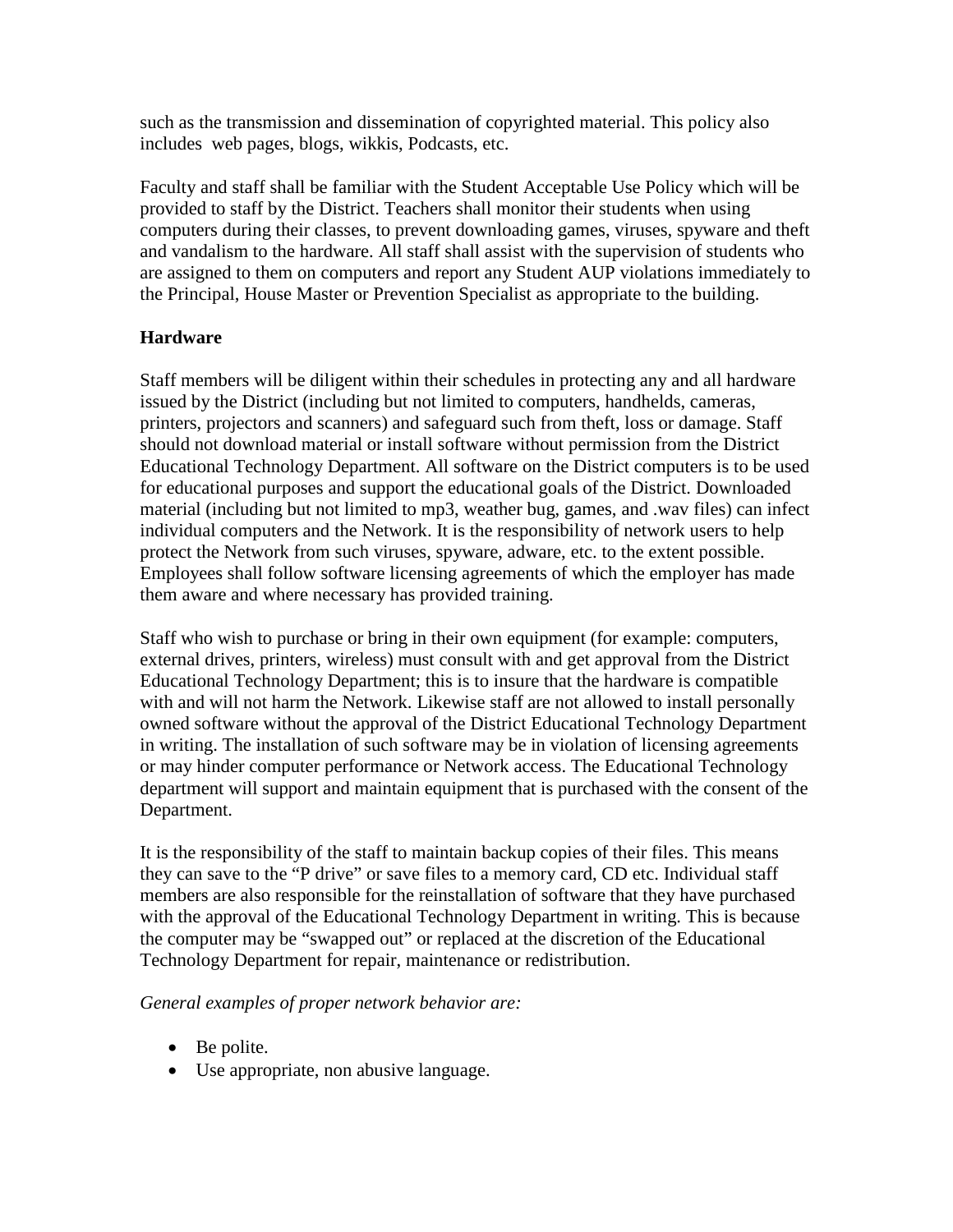such as the transmission and dissemination of copyrighted material. This policy also includes  web pages, blogs, wikkis, Podcasts, etc.

Faculty and staff shall be familiar with the Student Acceptable Use Policy which will be provided to staff by the District. Teachers shall monitor their students when using computers during their classes, to prevent downloading games, viruses, spyware and theft and vandalism to the hardware. All staff shall assist with the supervision of students who are assigned to them on computers and report any Student AUP violations immediately to the Principal, House Master or Prevention Specialist as appropriate to the building.

**Hardware**

Staff members will be diligent within their schedules in protecting any and all hardware issued by the District (including but not limited to computers, handhelds, cameras, printers, projectors and scanners) and safeguard such from theft, loss or damage. Staff should not download material or install software without permission from the District Educational Technology Department. All software on the District computers is to be used for educational purposes and support the educational goals of the District. Downloaded material (including but not limited to mp3, weather bug, games, and .wav files) can infect individual computers and the Network. It is the responsibility of network users to help protect the Network from such viruses, spyware, adware, etc. to the extent possible. Employees shall follow software licensing agreements of which the employer has made them aware and where necessary has provided training.

Staff who wish to purchase or bring in their own equipment (for example: computers, external drives, printers, wireless) must consult with and get approval from the District Educational Technology Department; this is to insure that the hardware is compatible with and will not harm the Network. Likewise staff are not allowed to install personally owned software without the approval of the District Educational Technology Department in writing. The installation of such software may be in violation of licensing agreements or may hinder computer performance or Network access. The Educational Technology department will support and maintain equipment that is purchased with the consent of the Department.

It is the responsibility of the staff to maintain backup copies of their files. This means they can save to the "P drive" or save files to a memory card, CD etc. Individual staff members are also responsible for the reinstallation of software that they have purchased with the approval of the Educational Technology Department in writing. This is because the computer may be "swapped out" or replaced at the discretion of the Educational Technology Department for repair, maintenance or redistribution.

*General examples of proper network behavior are:*

- Be polite.
- Use appropriate, non abusive language.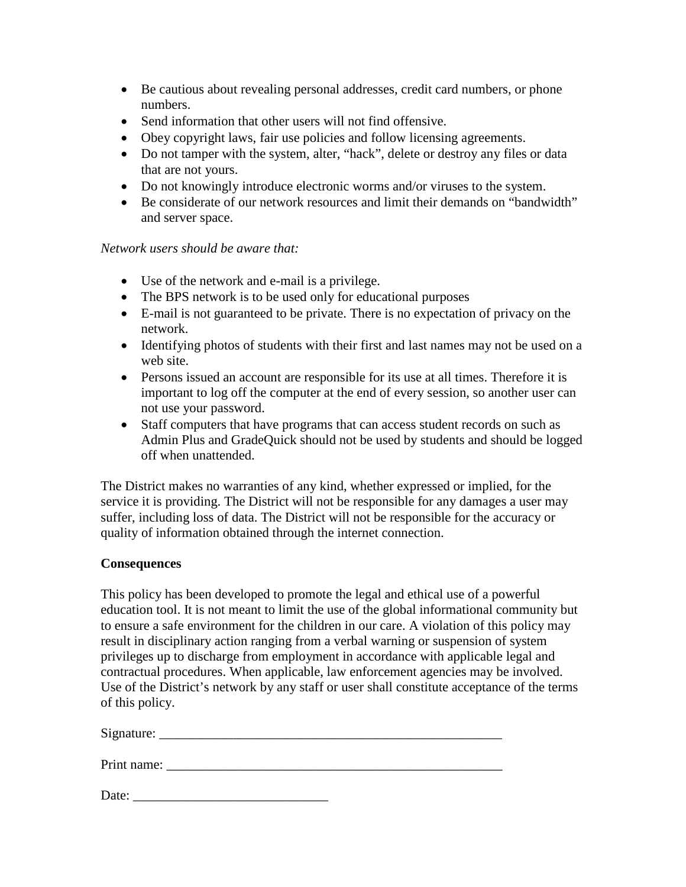- Be cautious about revealing personal addresses, credit card numbers, or phone numbers.
- Send information that other users will not find offensive.
- Obey copyright laws, fair use policies and follow licensing agreements.
- Do not tamper with the system, alter, "hack", delete or destroy any files or data that are not yours.
- Do not knowingly introduce electronic worms and/or viruses to the system.
- Be considerate of our network resources and limit their demands on "bandwidth" and server space.

*Network users should be aware that:*

- Use of the network and e-mail is a privilege.
- The BPS network is to be used only for educational purposes
- E-mail is not guaranteed to be private. There is no expectation of privacy on the network.
- Identifying photos of students with their first and last names may not be used on a web site.
- Persons issued an account are responsible for its use at all times. Therefore it is important to log off the computer at the end of every session, so another user can not use your password.
- Staff computers that have programs that can access student records on such as Admin Plus and GradeQuick should not be used by students and should be logged off when unattended.

The District makes no warranties of any kind, whether expressed or implied, for the service it is providing. The District will not be responsible for any damages a user may suffer, including loss of data. The District will not be responsible for the accuracy or quality of information obtained through the internet connection.

**Consequences**

This policy has been developed to promote the legal and ethical use of a powerful education tool. It is not meant to limit the use of the global informational community but to ensure a safe environment for the children in our care. A violation of this policy may result in disciplinary action ranging from a verbal warning or suspension of system privileges up to discharge from employment in accordance with applicable legal and contractual procedures. When applicable, law enforcement agencies may be involved. Use of the District's network by any staff or user shall constitute acceptance of the terms of this policy.

Signature: _____________________________________________________

Print name: ____________________________________________________

Date: ______________________________